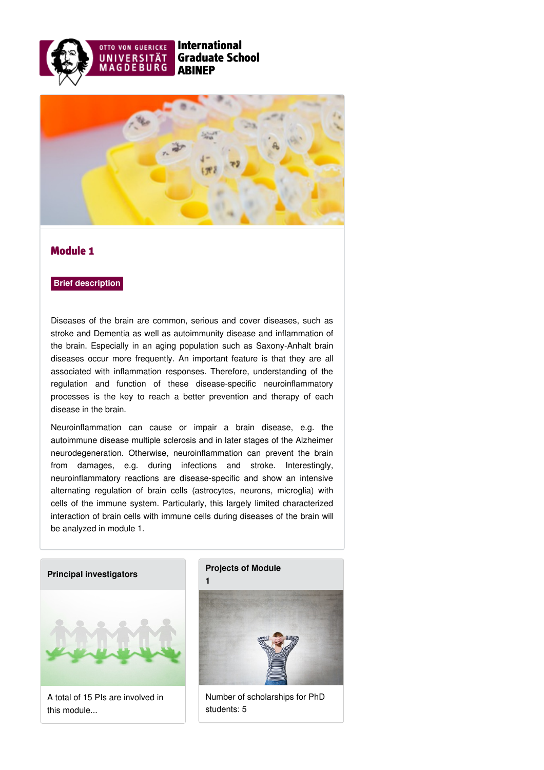OTTO VON GUERICKE UNIVERSITÄT MAGDEBURG

**International Graduate School ABINEP**

# Module 1

**Brief description**

Diseases of the brain are common, serious and cover diseases, such as stroke and Dementia as well as autoimmunity disease and inflammation of the brain. Especially in an aging population such as Saxony-Anhalt brain diseases occur more frequently. An important feature is that they are all associated with inflammation responses. Therefore, understanding of the regulation and function of these disease-specific neuroinflammatory processes is the key to reach a better prevention and therapy of each disease in the brain.

Neuroinflammation can cause or impair a brain disease, e.g. the autoimmune disease multiple sclerosis and in later stages of the Alzheimer neurodegeneration. Otherwise, neuroinflammation can prevent the brain from damages, e.g. during infections and stroke. Interestingly, neuroinflammatory reactions are disease-specific and show an intensive alternating regulation of brain cells (astrocytes, neurons, microglia) with cells of the immune system. Particularly, this largely limited characterized interaction of brain cells with immune cells during diseases of the brain will be analyzed in module 1.

**Principal investigators**

A total of 15 PIs are involved in this module...

**Projects of Module 1**

Number of scholarships for PhD students: 5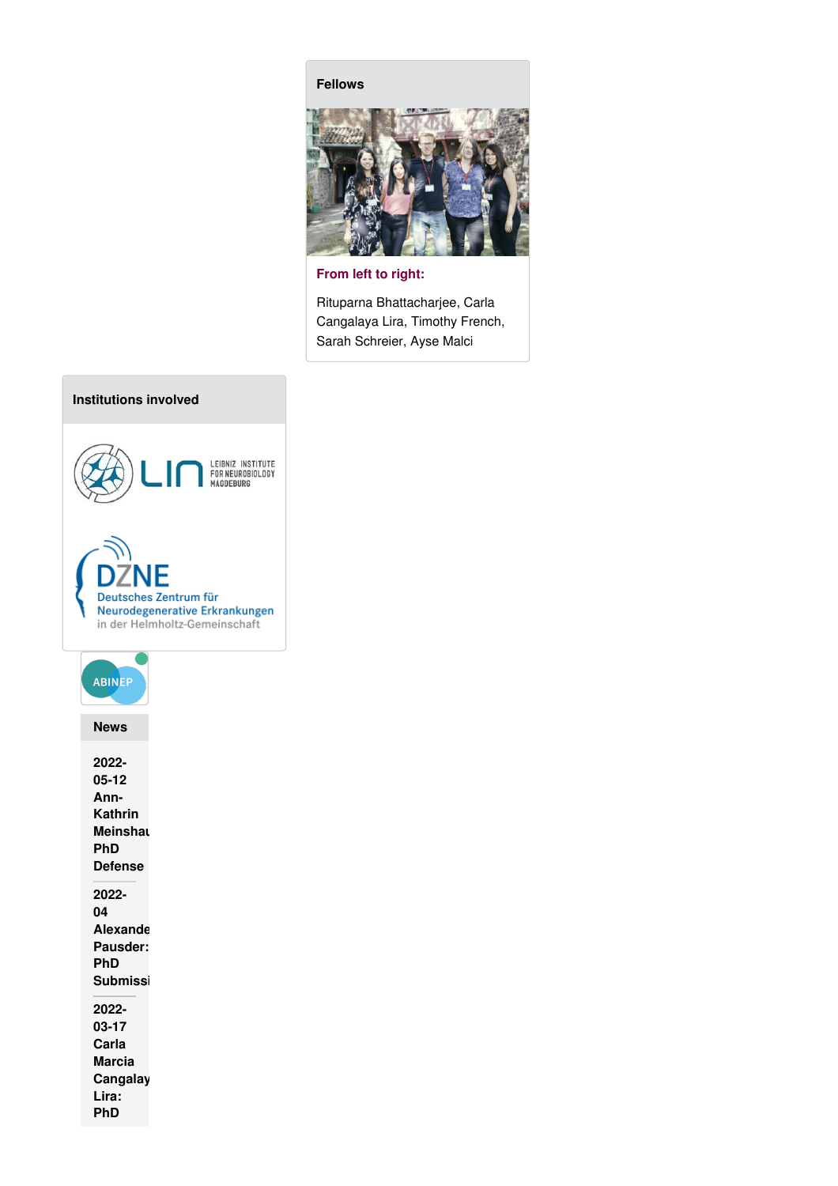### Fellows

**From left to right:**

Rituparna Bhattacharjee, Carla Cangalaya Lira, Timothy French, Sarah Schreier, Ayse Malci

### Institutions involved

LIN LEIBNIZ INSTITUTE FOR NEUROBIOLOGY MAGDEBURG

DZNE Deutsches Zentrum für Neurodegenerative Erkrankungen in der Helmholtz-Gemeinschaft

ABINEP

### News

**2022-05-12 Ann-Kathrin Meinshau PhD Defense**

**2022-04 Alexande Pausder: PhD Submissi**

**2022-03-17 Carla Marcia Cangalay Lira: PhD**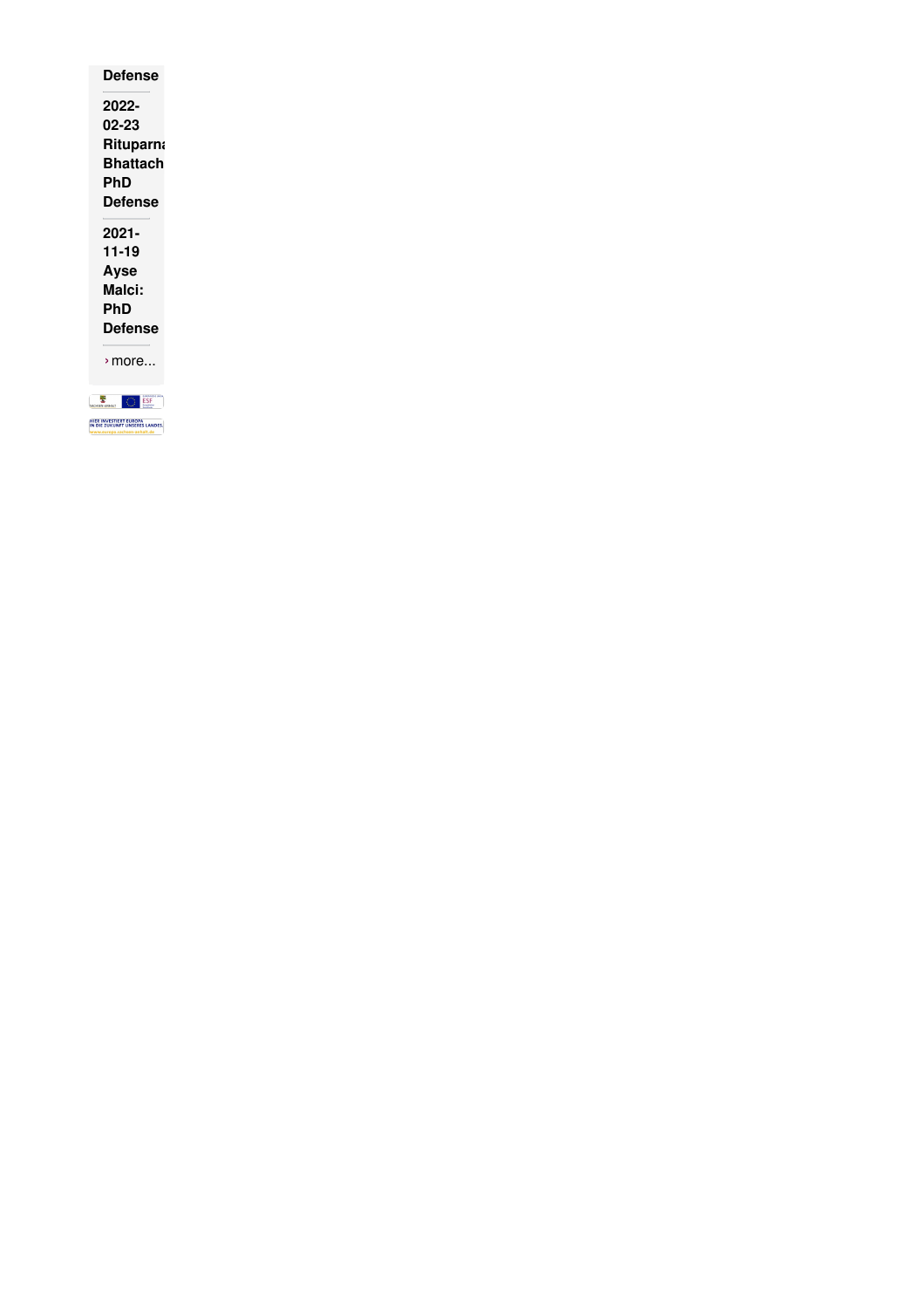**Defense**

---

**2022-02-23 Rituparna Bhattach PhD Defense**

---

**2021-11-19 Ayse Malci: PhD Defense**

---

› more...

HIER INVESTIERT EUROPA IN DIE ZUKUNFT UNSERES LANDES. www.europa.sachsen-anhalt.de